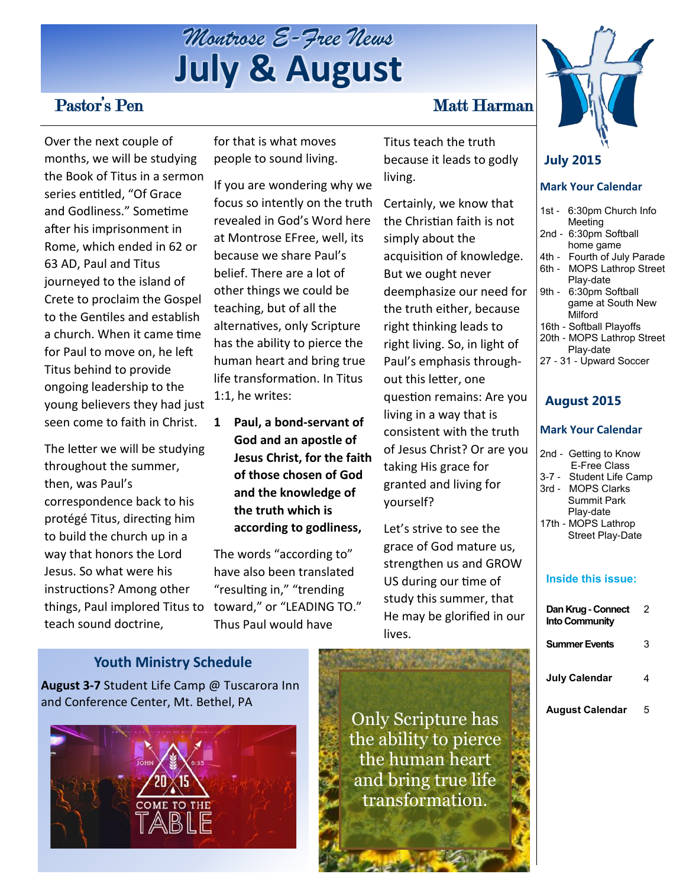# Montrose E-Free News

# July & August

## Pastor's Pen — Matt Harman

Over the next couple of months, we will be studying the Book of Titus in a sermon series entitled, "Of Grace and Godliness." Sometime after his imprisonment in Rome, which ended in 62 or 63 AD, Paul and Titus journeyed to the island of Crete to proclaim the Gospel to the Gentiles and establish a church. When it came time for Paul to move on, he left Titus behind to provide ongoing leadership to the young believers they had just seen come to faith in Christ.

The letter we will be studying throughout the summer, then, was Paul's correspondence back to his protégé Titus, directing him to build the church up in a way that honors the Lord Jesus. So what were his instructions? Among other things, Paul implored Titus to teach sound doctrine, for that is what moves people to sound living.

If you are wondering why we focus so intently on the truth revealed in God's Word here at Montrose EFree, well, its because we share Paul's belief. There are a lot of other things we could be teaching, but of all the alternatives, only Scripture has the ability to pierce the human heart and bring true life transformation. In Titus 1:1, he writes:

**1 Paul, a bond-servant of God and an apostle of Jesus Christ, for the faith of those chosen of God and the knowledge of the truth which is according to godliness,**

The words "according to" have also been translated "resulting in," "trending toward," or "LEADING TO." Thus Paul would have Titus teach the truth because it leads to godly living.

Certainly, we know that the Christian faith is not simply about the acquisition of knowledge. But we ought never deemphasize our need for the truth either, because right thinking leads to right living. So, in light of Paul's emphasis throughout this letter, one question remains: Are you living in a way that is consistent with the truth of Jesus Christ? Or are you taking His grace for granted and living for yourself?

Let's strive to see the grace of God mature us, strengthen us and GROW US during our time of study this summer, that He may be glorified in our lives.

> Only Scripture has the ability to pierce the human heart and bring true life transformation.

## Youth Ministry Schedule

**August 3-7** Student Life Camp @ Tuscarora Inn and Conference Center, Mt. Bethel, PA

## July 2015

### Mark Your Calendar

- 1st - 6:30pm Church Info Meeting
- 2nd - 6:30pm Softball home game
- 4th - Fourth of July Parade
- 6th - MOPS Lathrop Street Play-date
- 9th - 6:30pm Softball game at South New Milford
- 16th - Softball Playoffs
- 20th - MOPS Lathrop Street Play-date
- 27 - 31 - Upward Soccer

## August 2015

### Mark Your Calendar

- 2nd - Getting to Know E-Free Class
- 3-7 - Student Life Camp
- 3rd - MOPS Clarks Summit Park Play-date
- 17th - MOPS Lathrop Street Play-Date

### Inside this issue:

| | |
|---|---|
| Dan Krug - Connect Into Community | 2 |
| Summer Events | 3 |
| July Calendar | 4 |
| August Calendar | 5 |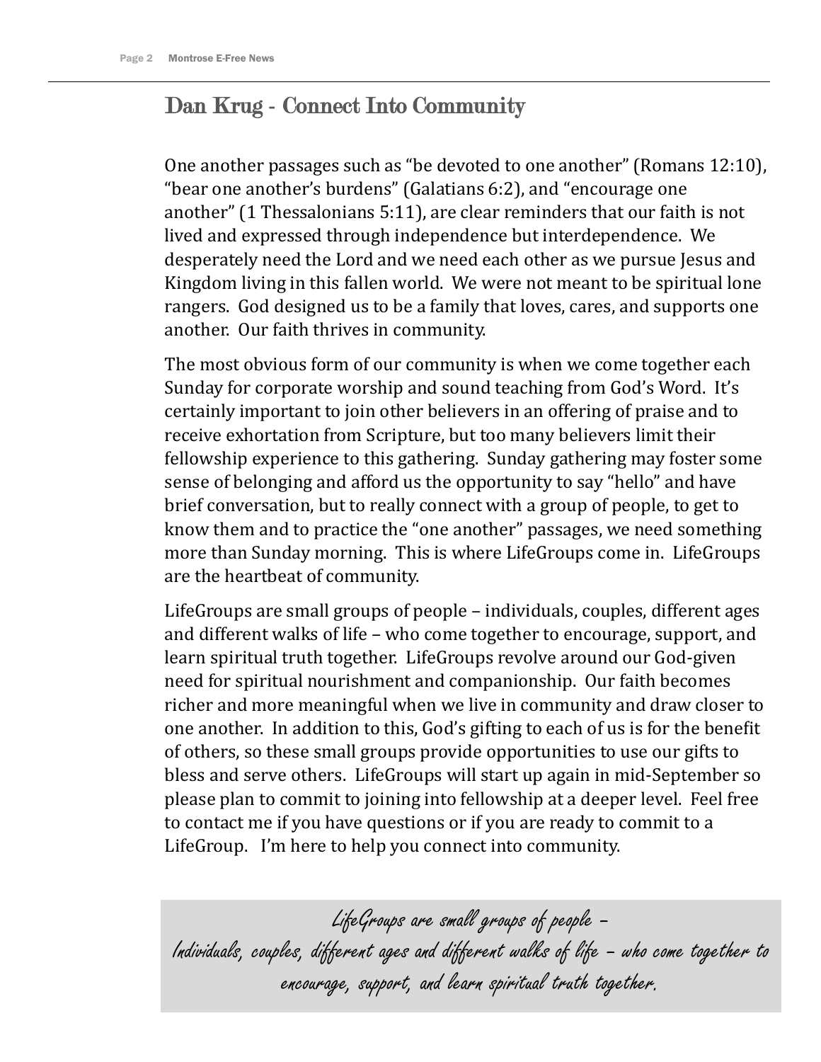## Dan Krug - Connect Into Community

One another passages such as "be devoted to one another" (Romans 12:10), "bear one another's burdens" (Galatians 6:2), and "encourage one another" (1 Thessalonians 5:11), are clear reminders that our faith is not lived and expressed through independence but interdependence. We desperately need the Lord and we need each other as we pursue Jesus and Kingdom living in this fallen world. We were not meant to be spiritual lone rangers. God designed us to be a family that loves, cares, and supports one another. Our faith thrives in community.

The most obvious form of our community is when we come together each Sunday for corporate worship and sound teaching from God's Word. It's certainly important to join other believers in an offering of praise and to receive exhortation from Scripture, but too many believers limit their fellowship experience to this gathering. Sunday gathering may foster some sense of belonging and afford us the opportunity to say "hello" and have brief conversation, but to really connect with a group of people, to get to know them and to practice the "one another" passages, we need something more than Sunday morning. This is where LifeGroups come in. LifeGroups are the heartbeat of community.

LifeGroups are small groups of people – individuals, couples, different ages and different walks of life – who come together to encourage, support, and learn spiritual truth together. LifeGroups revolve around our God-given need for spiritual nourishment and companionship. Our faith becomes richer and more meaningful when we live in community and draw closer to one another. In addition to this, God's gifting to each of us is for the benefit of others, so these small groups provide opportunities to use our gifts to bless and serve others. LifeGroups will start up again in mid-September so please plan to commit to joining into fellowship at a deeper level. Feel free to contact me if you have questions or if you are ready to commit to a LifeGroup. I'm here to help you connect into community.

> *LifeGroups are small groups of people –*
> *Individuals, couples, different ages and different walks of life – who come together to encourage, support, and learn spiritual truth together.*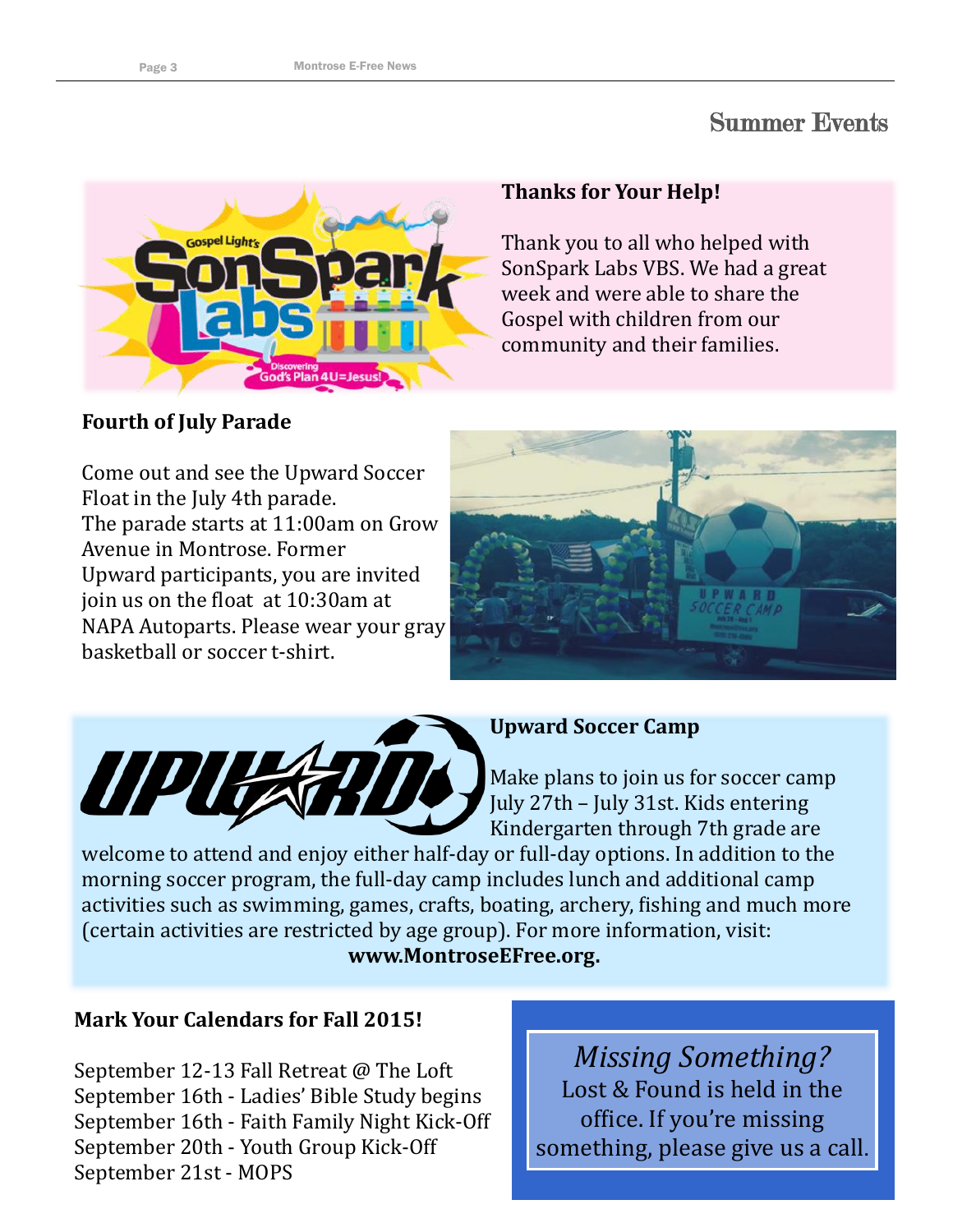## Summer Events

### Thanks for Your Help!

Thank you to all who helped with SonSpark Labs VBS. We had a great week and were able to share the Gospel with children from our community and their families.

### Fourth of July Parade

Come out and see the Upward Soccer Float in the July 4th parade. The parade starts at 11:00am on Grow Avenue in Montrose. Former Upward participants, you are invited join us on the float at 10:30am at NAPA Autoparts. Please wear your gray basketball or soccer t-shirt.

### Upward Soccer Camp

Make plans to join us for soccer camp July 27th – July 31st. Kids entering Kindergarten through 7th grade are welcome to attend and enjoy either half-day or full-day options. In addition to the morning soccer program, the full-day camp includes lunch and additional camp activities such as swimming, games, crafts, boating, archery, fishing and much more (certain activities are restricted by age group). For more information, visit:

**www.MontroseEFree.org.**

### Mark Your Calendars for Fall 2015!

September 12-13 Fall Retreat @ The Loft
September 16th - Ladies' Bible Study begins
September 16th - Faith Family Night Kick-Off
September 20th - Youth Group Kick-Off
September 21st - MOPS

*Missing Something?*

Lost & Found is held in the office. If you're missing something, please give us a call.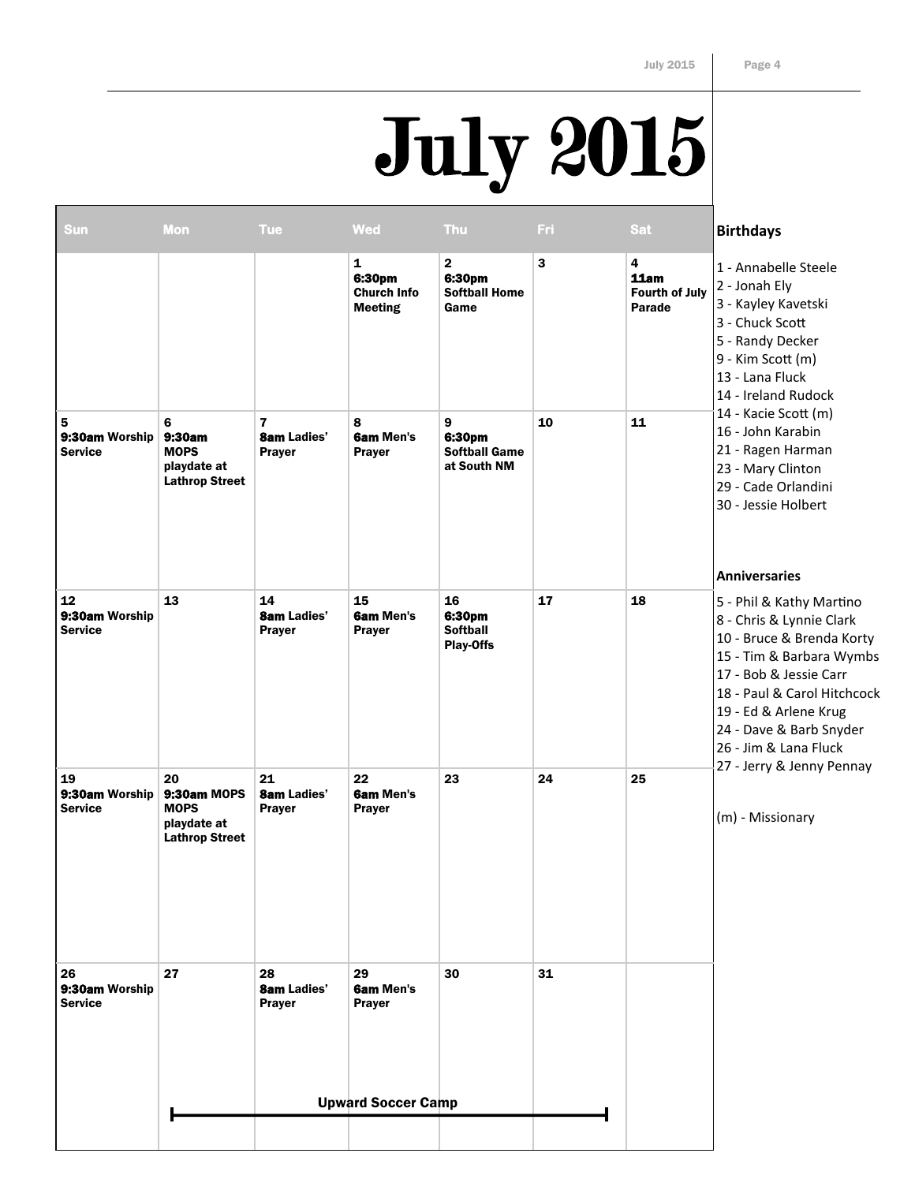# July 2015

| Sun | Mon | Tue | Wed | Thu | Fri | Sat |
|---|---|---|---|---|---|---|
| | | | **1** **6:30pm** **Church Info Meeting** | **2** **6:30pm** **Softball Home Game** | **3** | **4** **11am** **Fourth of July Parade** |
| **5** **9:30am** **Worship Service** | **6** **9:30am** **MOPS playdate at Lathrop Street** | **7** **8am** **Ladies' Prayer** | **8** **6am** **Men's Prayer** | **9** **6:30pm** **Softball Game at South NM** | **10** | **11** |
| **12** **9:30am** **Worship Service** | **13** | **14** **8am** **Ladies' Prayer** | **15** **6am** **Men's Prayer** | **16** **6:30pm** **Softball Play-Offs** | **17** | **18** |
| **19** **9:30am** **Worship Service** | **20** **9:30am** **MOPS MOPS playdate at Lathrop Street** | **21** **8am** **Ladies' Prayer** | **22** **6am** **Men's Prayer** | **23** | **24** | **25** |
| **26** **9:30am** **Worship Service** | **27** **Upward Soccer Camp** (27–31) | **28** **8am** **Ladies' Prayer** | **29** **6am** **Men's Prayer** | **30** | **31** | |

## Birthdays

1 - Annabelle Steele
2 - Jonah Ely
3 - Kayley Kavetski
3 - Chuck Scott
5 - Randy Decker
9 - Kim Scott (m)
13 - Lana Fluck
14 - Ireland Rudock
14 - Kacie Scott (m)
16 - John Karabin
21 - Ragen Harman
23 - Mary Clinton
29 - Cade Orlandini
30 - Jessie Holbert

## Anniversaries

5 - Phil & Kathy Martino
8 - Chris & Lynnie Clark
10 - Bruce & Brenda Korty
15 - Tim & Barbara Wymbs
17 - Bob & Jessie Carr
18 - Paul & Carol Hitchcock
19 - Ed & Arlene Krug
24 - Dave & Barb Snyder
26 - Jim & Lana Fluck
27 - Jerry & Jenny Pennay

(m) - Missionary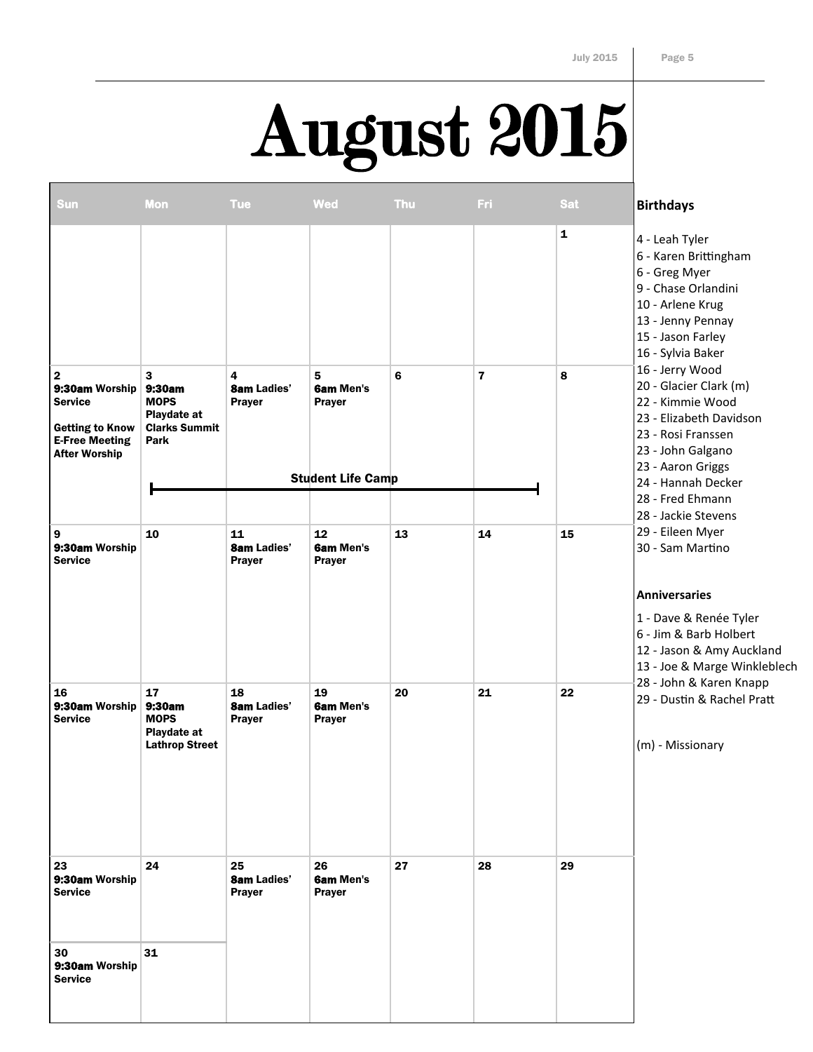# August 2015

| Sun | Mon | Tue | Wed | Thu | Fri | Sat |
|---|---|---|---|---|---|---|
| | | | | | | 1 |
| 2 **9:30am** Worship Service<br><br>Getting to Know E-Free Meeting After Worship | 3 **9:30am** MOPS Playdate at Clarks Summit Park<br><br>Student Life Camp (Aug 3–7) | 4 **8am** Ladies' Prayer | 5 **6am** Men's Prayer | 6 | 7 | 8 |
| 9 **9:30am** Worship Service | 10 | 11 **8am** Ladies' Prayer | 12 **6am** Men's Prayer | 13 | 14 | 15 |
| 16 **9:30am** Worship Service | 17 **9:30am** MOPS Playdate at Lathrop Street | 18 **8am** Ladies' Prayer | 19 **6am** Men's Prayer | 20 | 21 | 22 |
| 23 **9:30am** Worship Service | 24 | 25 **8am** Ladies' Prayer | 26 **6am** Men's Prayer | 27 | 28 | 29 |
| 30 **9:30am** Worship Service | 31 | | | | | |

### Birthdays

4 - Leah Tyler
6 - Karen Brittingham
6 - Greg Myer
9 - Chase Orlandini
10 - Arlene Krug
13 - Jenny Pennay
15 - Jason Farley
16 - Sylvia Baker
16 - Jerry Wood
20 - Glacier Clark (m)
22 - Kimmie Wood
23 - Elizabeth Davidson
23 - Rosi Franssen
23 - John Galgano
23 - Aaron Griggs
24 - Hannah Decker
28 - Fred Ehmann
28 - Jackie Stevens
29 - Eileen Myer
30 - Sam Martino

### Anniversaries

1 - Dave & Renée Tyler
6 - Jim & Barb Holbert
12 - Jason & Amy Auckland
13 - Joe & Marge Winkleblech
28 - John & Karen Knapp
29 - Dustin & Rachel Pratt

(m) - Missionary